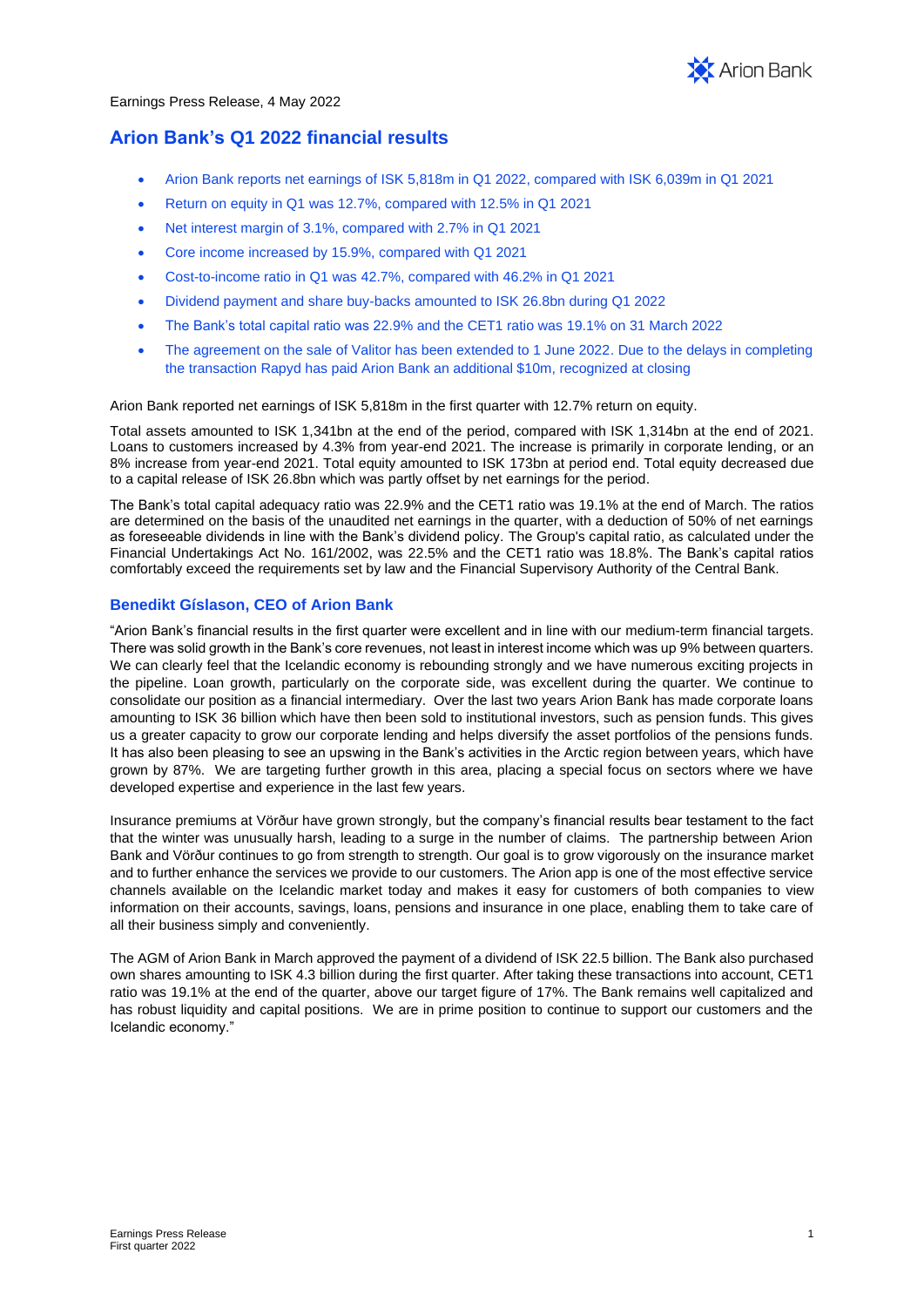Earnings Press Release, 4 May 2022

# Arion Bank's Q1 2022 financial results

- Arion Bank reports net earnings of ISK 5,818m in Q1 2022, compared with ISK 6,039m in Q1 2021
- Return on equity in Q1 was 12.7%, compared with 12.5% in Q1 2021
- Net interest margin of 3.1%, compared with 2.7% in Q1 2021
- Core income increased by 15.9%, compared with Q1 2021
- Cost-to-income ratio in Q1 was 42.7%, compared with 46.2% in Q1 2021
- Dividend payment and share buy-backs amounted to ISK 26.8bn during Q1 2022
- The Bank's total capital ratio was 22.9% and the CET1 ratio was 19.1% on 31 March 2022
- The agreement on the sale of Valitor has been extended to 1 June 2022. Due to the delays in completing the transaction Rapyd has paid Arion Bank an additional $10m, recognized at closing

Arion Bank reported net earnings of ISK 5,818m in the first quarter with 12.7% return on equity.

Total assets amounted to ISK 1,341bn at the end of the period, compared with ISK 1,314bn at the end of 2021. Loans to customers increased by 4.3% from year-end 2021. The increase is primarily in corporate lending, or an 8% increase from year-end 2021. Total equity amounted to ISK 173bn at period end. Total equity decreased due to a capital release of ISK 26.8bn which was partly offset by net earnings for the period.

The Bank's total capital adequacy ratio was 22.9% and the CET1 ratio was 19.1% at the end of March. The ratios are determined on the basis of the unaudited net earnings in the quarter, with a deduction of 50% of net earnings as foreseeable dividends in line with the Bank's dividend policy. The Group's capital ratio, as calculated under the Financial Undertakings Act No. 161/2002, was 22.5% and the CET1 ratio was 18.8%. The Bank's capital ratios comfortably exceed the requirements set by law and the Financial Supervisory Authority of the Central Bank.

## Benedikt Gíslason, CEO of Arion Bank

"Arion Bank's financial results in the first quarter were excellent and in line with our medium-term financial targets. There was solid growth in the Bank's core revenues, not least in interest income which was up 9% between quarters. We can clearly feel that the Icelandic economy is rebounding strongly and we have numerous exciting projects in the pipeline. Loan growth, particularly on the corporate side, was excellent during the quarter. We continue to consolidate our position as a financial intermediary. Over the last two years Arion Bank has made corporate loans amounting to ISK 36 billion which have then been sold to institutional investors, such as pension funds. This gives us a greater capacity to grow our corporate lending and helps diversify the asset portfolios of the pensions funds. It has also been pleasing to see an upswing in the Bank's activities in the Arctic region between years, which have grown by 87%. We are targeting further growth in this area, placing a special focus on sectors where we have developed expertise and experience in the last few years.

Insurance premiums at Vörður have grown strongly, but the company's financial results bear testament to the fact that the winter was unusually harsh, leading to a surge in the number of claims. The partnership between Arion Bank and Vörður continues to go from strength to strength. Our goal is to grow vigorously on the insurance market and to further enhance the services we provide to our customers. The Arion app is one of the most effective service channels available on the Icelandic market today and makes it easy for customers of both companies to view information on their accounts, savings, loans, pensions and insurance in one place, enabling them to take care of all their business simply and conveniently.

The AGM of Arion Bank in March approved the payment of a dividend of ISK 22.5 billion. The Bank also purchased own shares amounting to ISK 4.3 billion during the first quarter. After taking these transactions into account, CET1 ratio was 19.1% at the end of the quarter, above our target figure of 17%. The Bank remains well capitalized and has robust liquidity and capital positions. We are in prime position to continue to support our customers and the Icelandic economy."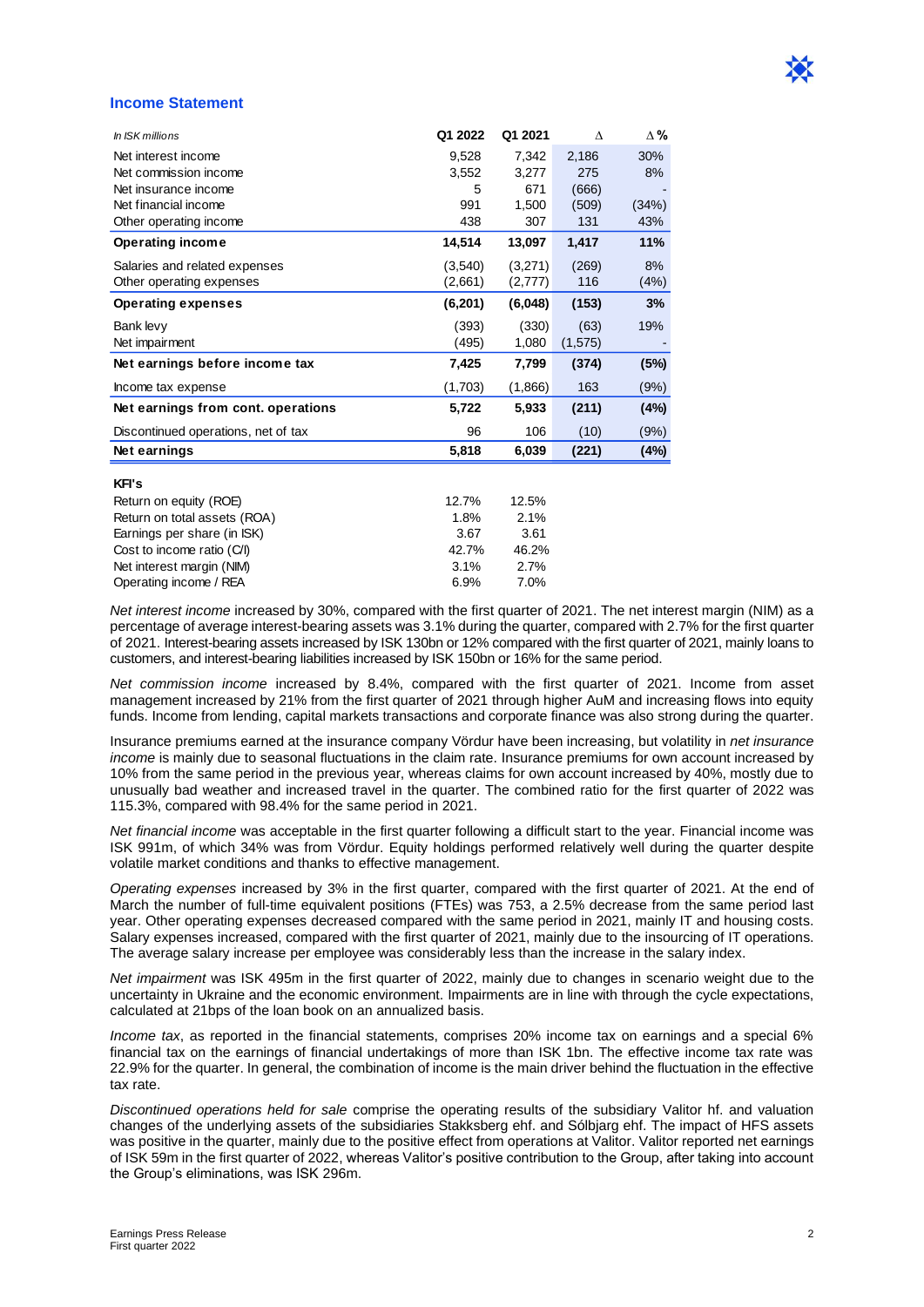## Income Statement

| *In ISK millions* | Q1 2022 | Q1 2021 | Δ | Δ % |
|---|---|---|---|---|
| Net interest income | 9,528 | 7,342 | 2,186 | 30% |
| Net commission income | 3,552 | 3,277 | 275 | 8% |
| Net insurance income | 5 | 671 | (666) | - |
| Net financial income | 991 | 1,500 | (509) | (34%) |
| Other operating income | 438 | 307 | 131 | 43% |
| **Operating income** | **14,514** | **13,097** | **1,417** | **11%** |
| Salaries and related expenses | (3,540) | (3,271) | (269) | 8% |
| Other operating expenses | (2,661) | (2,777) | 116 | (4%) |
| **Operating expenses** | **(6,201)** | **(6,048)** | **(153)** | **3%** |
| Bank levy | (393) | (330) | (63) | 19% |
| Net impairment | (495) | 1,080 | (1,575) | - |
| **Net earnings before income tax** | **7,425** | **7,799** | **(374)** | **(5%)** |
| Income tax expense | (1,703) | (1,866) | 163 | (9%) |
| **Net earnings from cont. operations** | **5,722** | **5,933** | **(211)** | **(4%)** |
| Discontinued operations, net of tax | 96 | 106 | (10) | (9%) |
| **Net earnings** | **5,818** | **6,039** | **(221)** | **(4%)** |

| **KPI's** | | |
|---|---|---|
| Return on equity (ROE) | 12.7% | 12.5% |
| Return on total assets (ROA) | 1.8% | 2.1% |
| Earnings per share (in ISK) | 3.67 | 3.61 |
| Cost to income ratio (C/I) | 42.7% | 46.2% |
| Net interest margin (NIM) | 3.1% | 2.7% |
| Operating income / REA | 6.9% | 7.0% |

*Net interest income* increased by 30%, compared with the first quarter of 2021. The net interest margin (NIM) as a percentage of average interest-bearing assets was 3.1% during the quarter, compared with 2.7% for the first quarter of 2021. Interest-bearing assets increased by ISK 130bn or 12% compared with the first quarter of 2021, mainly loans to customers, and interest-bearing liabilities increased by ISK 150bn or 16% for the same period.

*Net commission income* increased by 8.4%, compared with the first quarter of 2021. Income from asset management increased by 21% from the first quarter of 2021 through higher AuM and increasing flows into equity funds. Income from lending, capital markets transactions and corporate finance was also strong during the quarter.

Insurance premiums earned at the insurance company Vördur have been increasing, but volatility in *net insurance income* is mainly due to seasonal fluctuations in the claim rate. Insurance premiums for own account increased by 10% from the same period in the previous year, whereas claims for own account increased by 40%, mostly due to unusually bad weather and increased travel in the quarter. The combined ratio for the first quarter of 2022 was 115.3%, compared with 98.4% for the same period in 2021.

*Net financial income* was acceptable in the first quarter following a difficult start to the year. Financial income was ISK 991m, of which 34% was from Vördur. Equity holdings performed relatively well during the quarter despite volatile market conditions and thanks to effective management.

*Operating expenses* increased by 3% in the first quarter, compared with the first quarter of 2021. At the end of March the number of full-time equivalent positions (FTEs) was 753, a 2.5% decrease from the same period last year. Other operating expenses decreased compared with the same period in 2021, mainly IT and housing costs. Salary expenses increased, compared with the first quarter of 2021, mainly due to the insourcing of IT operations. The average salary increase per employee was considerably less than the increase in the salary index.

*Net impairment* was ISK 495m in the first quarter of 2022, mainly due to changes in scenario weight due to the uncertainty in Ukraine and the economic environment. Impairments are in line with through the cycle expectations, calculated at 21bps of the loan book on an annualized basis.

*Income tax*, as reported in the financial statements, comprises 20% income tax on earnings and a special 6% financial tax on the earnings of financial undertakings of more than ISK 1bn. The effective income tax rate was 22.9% for the quarter. In general, the combination of income is the main driver behind the fluctuation in the effective tax rate.

*Discontinued operations held for sale* comprise the operating results of the subsidiary Valitor hf. and valuation changes of the underlying assets of the subsidiaries Stakksberg ehf. and Sólbjarg ehf. The impact of HFS assets was positive in the quarter, mainly due to the positive effect from operations at Valitor. Valitor reported net earnings of ISK 59m in the first quarter of 2022, whereas Valitor's positive contribution to the Group, after taking into account the Group's eliminations, was ISK 296m.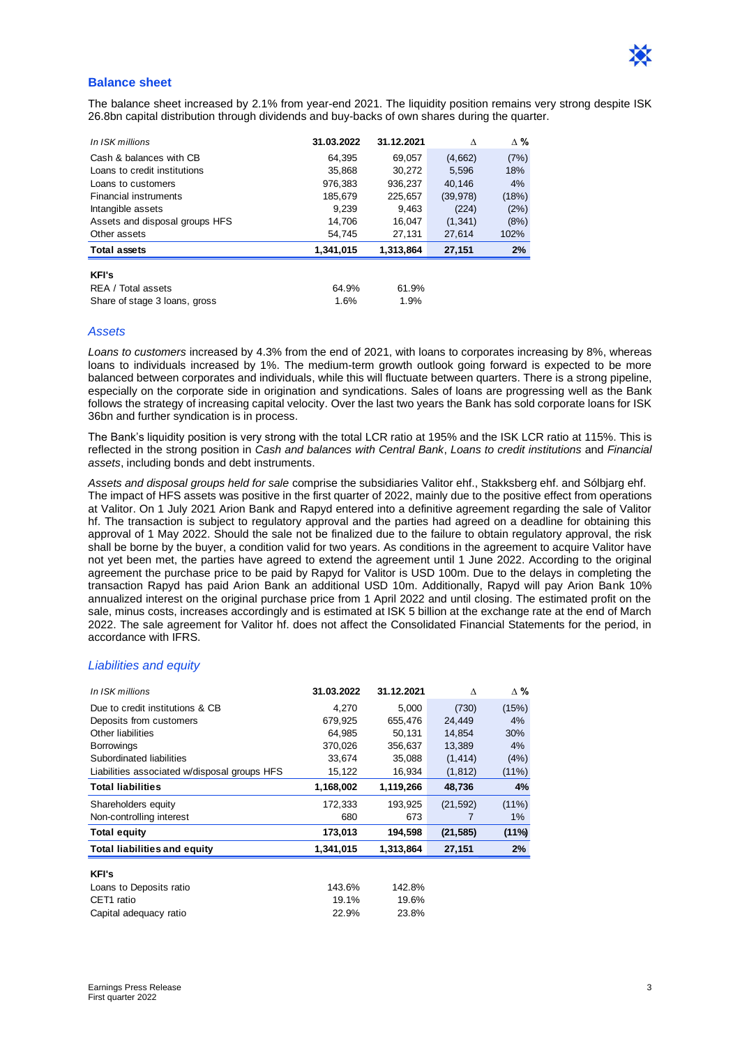## Balance sheet

The balance sheet increased by 2.1% from year-end 2021. The liquidity position remains very strong despite ISK 26.8bn capital distribution through dividends and buy-backs of own shares during the quarter.

| *In ISK millions* | 31.03.2022 | 31.12.2021 | Δ | Δ % |
|---|---|---|---|---|
| Cash & balances with CB | 64,395 | 69,057 | (4,662) | (7%) |
| Loans to credit institutions | 35,868 | 30,272 | 5,596 | 18% |
| Loans to customers | 976,383 | 936,237 | 40,146 | 4% |
| Financial instruments | 185,679 | 225,657 | (39,978) | (18%) |
| Intangible assets | 9,239 | 9,463 | (224) | (2%) |
| Assets and disposal groups HFS | 14,706 | 16,047 | (1,341) | (8%) |
| Other assets | 54,745 | 27,131 | 27,614 | 102% |
| **Total assets** | **1,341,015** | **1,313,864** | **27,151** | **2%** |
| | | | | |
| **KFI's** | | | | |
| REA / Total assets | 64.9% | 61.9% | | |
| Share of stage 3 loans, gross | 1.6% | 1.9% | | |

### *Assets*

*Loans to customers* increased by 4.3% from the end of 2021, with loans to corporates increasing by 8%, whereas loans to individuals increased by 1%. The medium-term growth outlook going forward is expected to be more balanced between corporates and individuals, while this will fluctuate between quarters. There is a strong pipeline, especially on the corporate side in origination and syndications. Sales of loans are progressing well as the Bank follows the strategy of increasing capital velocity. Over the last two years the Bank has sold corporate loans for ISK 36bn and further syndication is in process.

The Bank's liquidity position is very strong with the total LCR ratio at 195% and the ISK LCR ratio at 115%. This is reflected in the strong position in *Cash and balances with Central Bank*, *Loans to credit institutions* and *Financial assets*, including bonds and debt instruments.

*Assets and disposal groups held for sale* comprise the subsidiaries Valitor ehf., Stakksberg ehf. and Sólbjarg ehf. The impact of HFS assets was positive in the first quarter of 2022, mainly due to the positive effect from operations at Valitor. On 1 July 2021 Arion Bank and Rapyd entered into a definitive agreement regarding the sale of Valitor hf. The transaction is subject to regulatory approval and the parties had agreed on a deadline for obtaining this approval of 1 May 2022. Should the sale not be finalized due to the failure to obtain regulatory approval, the risk shall be borne by the buyer, a condition valid for two years. As conditions in the agreement to acquire Valitor have not yet been met, the parties have agreed to extend the agreement until 1 June 2022. According to the original agreement the purchase price to be paid by Rapyd for Valitor is USD 100m. Due to the delays in completing the transaction Rapyd has paid Arion Bank an additional USD 10m. Additionally, Rapyd will pay Arion Bank 10% annualized interest on the original purchase price from 1 April 2022 and until closing. The estimated profit on the sale, minus costs, increases accordingly and is estimated at ISK 5 billion at the exchange rate at the end of March 2022. The sale agreement for Valitor hf. does not affect the Consolidated Financial Statements for the period, in accordance with IFRS.

### *Liabilities and equity*

| *In ISK millions* | 31.03.2022 | 31.12.2021 | Δ | Δ % |
|---|---|---|---|---|
| Due to credit institutions & CB | 4,270 | 5,000 | (730) | (15%) |
| Deposits from customers | 679,925 | 655,476 | 24,449 | 4% |
| Other liabilities | 64,985 | 50,131 | 14,854 | 30% |
| Borrowings | 370,026 | 356,637 | 13,389 | 4% |
| Subordinated liabilities | 33,674 | 35,088 | (1,414) | (4%) |
| Liabilities associated w/disposal groups HFS | 15,122 | 16,934 | (1,812) | (11%) |
| **Total liabilities** | **1,168,002** | **1,119,266** | **48,736** | **4%** |
| Shareholders equity | 172,333 | 193,925 | (21,592) | (11%) |
| Non-controlling interest | 680 | 673 | 7 | 1% |
| **Total equity** | **173,013** | **194,598** | **(21,585)** | **(11%)** |
| **Total liabilities and equity** | **1,341,015** | **1,313,864** | **27,151** | **2%** |
| | | | | |
| **KFI's** | | | | |
| Loans to Deposits ratio | 143.6% | 142.8% | | |
| CET1 ratio | 19.1% | 19.6% | | |
| Capital adequacy ratio | 22.9% | 23.8% | | |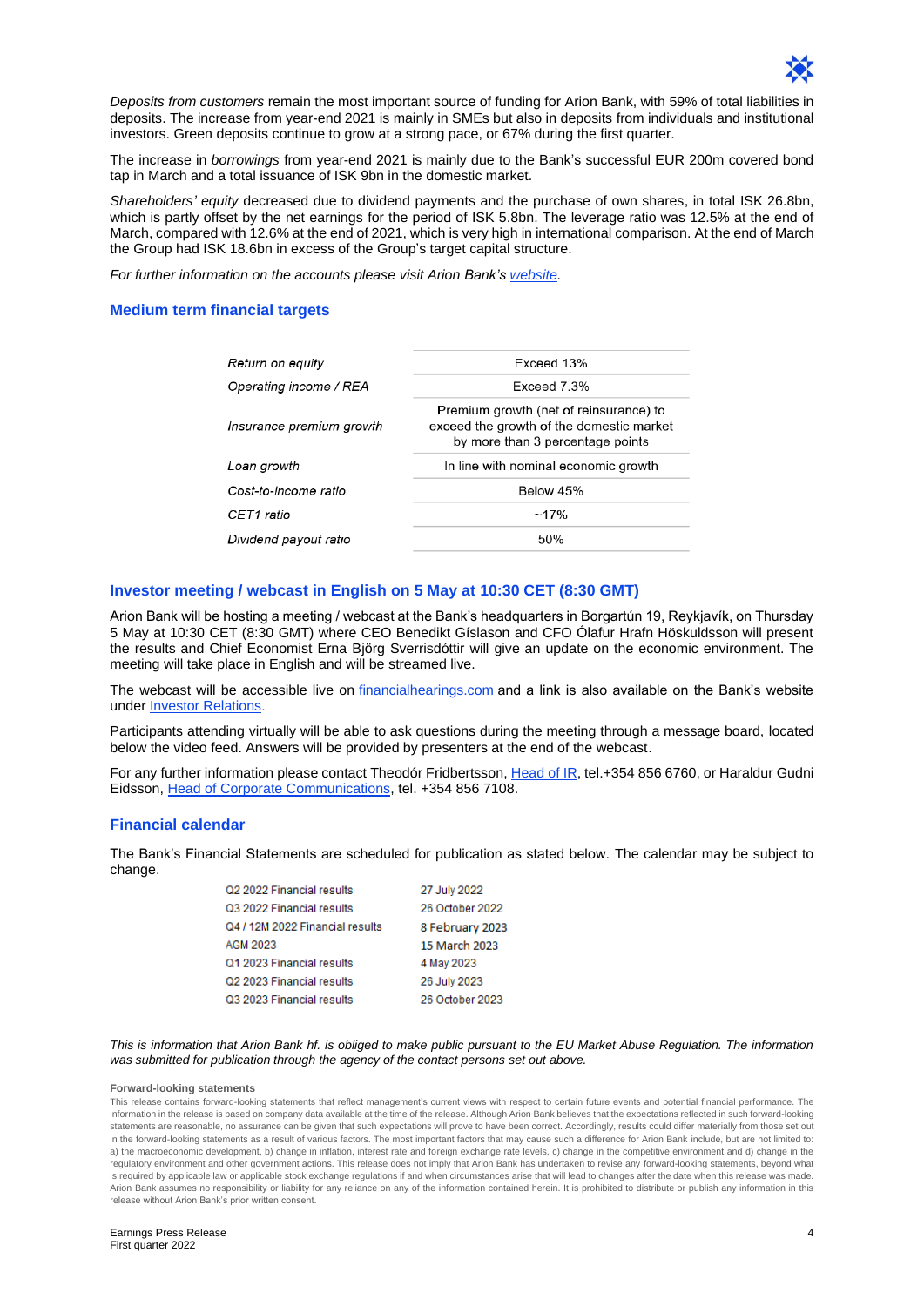*Deposits from customers* remain the most important source of funding for Arion Bank, with 59% of total liabilities in deposits. The increase from year-end 2021 is mainly in SMEs but also in deposits from individuals and institutional investors. Green deposits continue to grow at a strong pace, or 67% during the first quarter.

The increase in *borrowings* from year-end 2021 is mainly due to the Bank's successful EUR 200m covered bond tap in March and a total issuance of ISK 9bn in the domestic market.

*Shareholders' equity* decreased due to dividend payments and the purchase of own shares, in total ISK 26.8bn, which is partly offset by the net earnings for the period of ISK 5.8bn. The leverage ratio was 12.5% at the end of March, compared with 12.6% at the end of 2021, which is very high in international comparison. At the end of March the Group had ISK 18.6bn in excess of the Group's target capital structure.

*For further information on the accounts please visit Arion Bank's website.*

## Medium term financial targets

| | |
|---|---|
| *Return on equity* | Exceed 13% |
| *Operating income / REA* | Exceed 7.3% |
| *Insurance premium growth* | Premium growth (net of reinsurance) to exceed the growth of the domestic market by more than 3 percentage points |
| *Loan growth* | In line with nominal economic growth |
| *Cost-to-income ratio* | Below 45% |
| *CET1 ratio* | ~17% |
| *Dividend payout ratio* | 50% |

## Investor meeting / webcast in English on 5 May at 10:30 CET (8:30 GMT)

Arion Bank will be hosting a meeting / webcast at the Bank's headquarters in Borgartún 19, Reykjavík, on Thursday 5 May at 10:30 CET (8:30 GMT) where CEO Benedikt Gíslason and CFO Ólafur Hrafn Höskuldsson will present the results and Chief Economist Erna Björg Sverrisdóttir will give an update on the economic environment. The meeting will take place in English and will be streamed live.

The webcast will be accessible live on financialhearings.com and a link is also available on the Bank's website under Investor Relations.

Participants attending virtually will be able to ask questions during the meeting through a message board, located below the video feed. Answers will be provided by presenters at the end of the webcast.

For any further information please contact Theodór Fridbertsson, Head of IR, tel.+354 856 6760, or Haraldur Gudni Eidsson, Head of Corporate Communications, tel. +354 856 7108.

## Financial calendar

The Bank's Financial Statements are scheduled for publication as stated below. The calendar may be subject to change.

| | |
|---|---|
| Q2 2022 Financial results | 27 July 2022 |
| Q3 2022 Financial results | 26 October 2022 |
| Q4 / 12M 2022 Financial results | 8 February 2023 |
| AGM 2023 | 15 March 2023 |
| Q1 2023 Financial results | 4 May 2023 |
| Q2 2023 Financial results | 26 July 2023 |
| Q3 2023 Financial results | 26 October 2023 |

*This is information that Arion Bank hf. is obliged to make public pursuant to the EU Market Abuse Regulation. The information was submitted for publication through the agency of the contact persons set out above.*

**Forward-looking statements**

This release contains forward-looking statements that reflect management's current views with respect to certain future events and potential financial performance. The information in the release is based on company data available at the time of the release. Although Arion Bank believes that the expectations reflected in such forward-looking statements are reasonable, no assurance can be given that such expectations will prove to have been correct. Accordingly, results could differ materially from those set out in the forward-looking statements as a result of various factors. The most important factors that may cause such a difference for Arion Bank include, but are not limited to: a) the macroeconomic development, b) change in inflation, interest rate and foreign exchange rate levels, c) change in the competitive environment and d) change in the regulatory environment and other government actions. This release does not imply that Arion Bank has undertaken to revise any forward-looking statements, beyond what is required by applicable law or applicable stock exchange regulations if and when circumstances arise that will lead to changes after the date when this release was made. Arion Bank assumes no responsibility or liability for any reliance on any of the information contained herein. It is prohibited to distribute or publish any information in this release without Arion Bank's prior written consent.